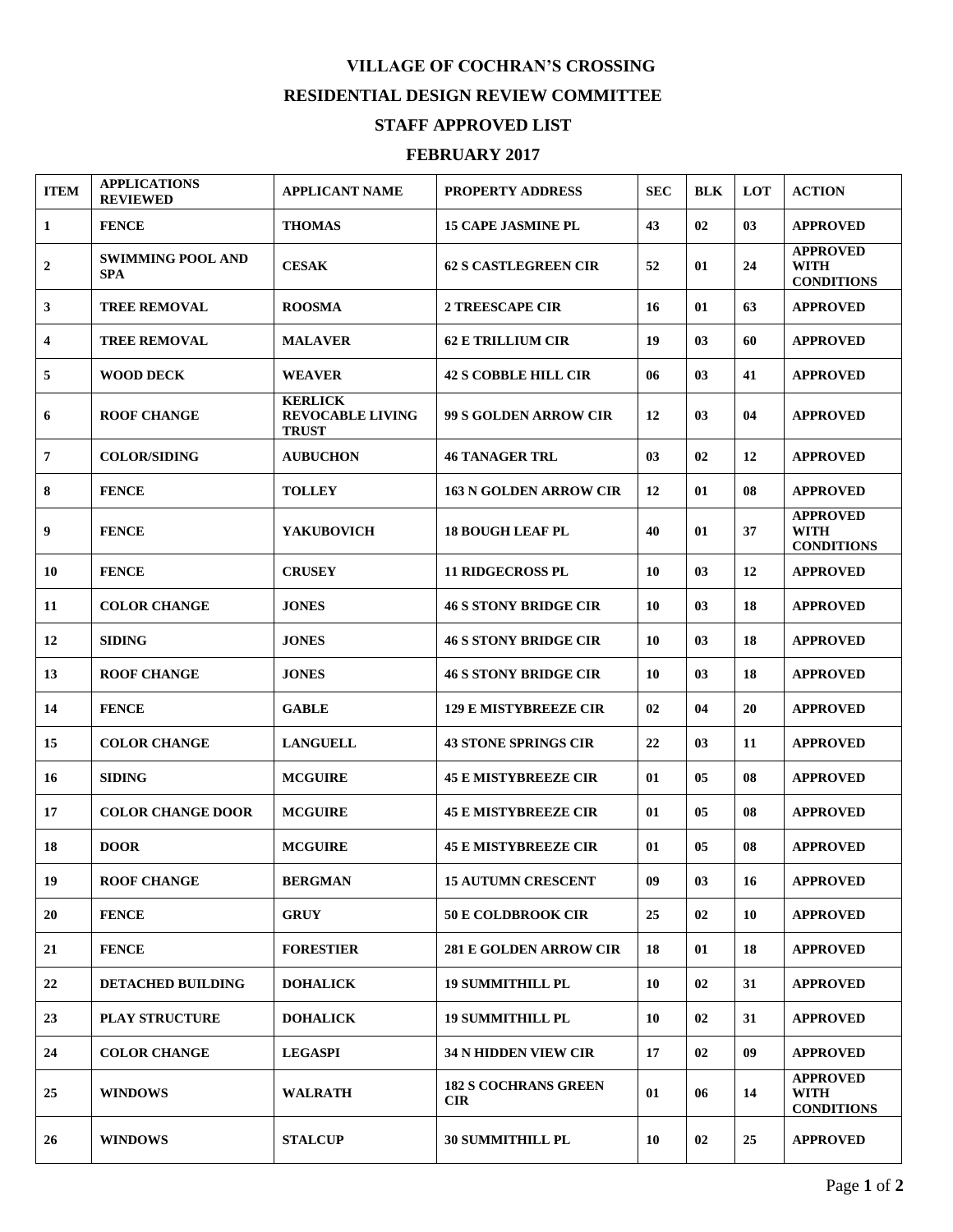# VILLAGE OF COCHRAN'S CROSSING

## RESIDENTIAL DESIGN REVIEW COMMITTEE

## STAFF APPROVED LIST

## FEBRUARY 2017

| ITEM | APPLICATIONS REVIEWED | APPLICANT NAME | PROPERTY ADDRESS | SEC | BLK | LOT | ACTION |
|---|---|---|---|---|---|---|---|
| 1 | FENCE | THOMAS | 15 CAPE JASMINE PL | 43 | 02 | 03 | APPROVED |
| 2 | SWIMMING POOL AND SPA | CESAK | 62 S CASTLEGREEN CIR | 52 | 01 | 24 | APPROVED WITH CONDITIONS |
| 3 | TREE REMOVAL | ROOSMA | 2 TREESCAPE CIR | 16 | 01 | 63 | APPROVED |
| 4 | TREE REMOVAL | MALAVER | 62 E TRILLIUM CIR | 19 | 03 | 60 | APPROVED |
| 5 | WOOD DECK | WEAVER | 42 S COBBLE HILL CIR | 06 | 03 | 41 | APPROVED |
| 6 | ROOF CHANGE | KERLICK REVOCABLE LIVING TRUST | 99 S GOLDEN ARROW CIR | 12 | 03 | 04 | APPROVED |
| 7 | COLOR/SIDING | AUBUCHON | 46 TANAGER TRL | 03 | 02 | 12 | APPROVED |
| 8 | FENCE | TOLLEY | 163 N GOLDEN ARROW CIR | 12 | 01 | 08 | APPROVED |
| 9 | FENCE | YAKUBOVICH | 18 BOUGH LEAF PL | 40 | 01 | 37 | APPROVED WITH CONDITIONS |
| 10 | FENCE | CRUSEY | 11 RIDGECROSS PL | 10 | 03 | 12 | APPROVED |
| 11 | COLOR CHANGE | JONES | 46 S STONY BRIDGE CIR | 10 | 03 | 18 | APPROVED |
| 12 | SIDING | JONES | 46 S STONY BRIDGE CIR | 10 | 03 | 18 | APPROVED |
| 13 | ROOF CHANGE | JONES | 46 S STONY BRIDGE CIR | 10 | 03 | 18 | APPROVED |
| 14 | FENCE | GABLE | 129 E MISTYBREEZE CIR | 02 | 04 | 20 | APPROVED |
| 15 | COLOR CHANGE | LANGUELL | 43 STONE SPRINGS CIR | 22 | 03 | 11 | APPROVED |
| 16 | SIDING | MCGUIRE | 45 E MISTYBREEZE CIR | 01 | 05 | 08 | APPROVED |
| 17 | COLOR CHANGE DOOR | MCGUIRE | 45 E MISTYBREEZE CIR | 01 | 05 | 08 | APPROVED |
| 18 | DOOR | MCGUIRE | 45 E MISTYBREEZE CIR | 01 | 05 | 08 | APPROVED |
| 19 | ROOF CHANGE | BERGMAN | 15 AUTUMN CRESCENT | 09 | 03 | 16 | APPROVED |
| 20 | FENCE | GRUY | 50 E COLDBROOK CIR | 25 | 02 | 10 | APPROVED |
| 21 | FENCE | FORESTIER | 281 E GOLDEN ARROW CIR | 18 | 01 | 18 | APPROVED |
| 22 | DETACHED BUILDING | DOHALICK | 19 SUMMITHILL PL | 10 | 02 | 31 | APPROVED |
| 23 | PLAY STRUCTURE | DOHALICK | 19 SUMMITHILL PL | 10 | 02 | 31 | APPROVED |
| 24 | COLOR CHANGE | LEGASPI | 34 N HIDDEN VIEW CIR | 17 | 02 | 09 | APPROVED |
| 25 | WINDOWS | WALRATH | 182 S COCHRANS GREEN CIR | 01 | 06 | 14 | APPROVED WITH CONDITIONS |
| 26 | WINDOWS | STALCUP | 30 SUMMITHILL PL | 10 | 02 | 25 | APPROVED |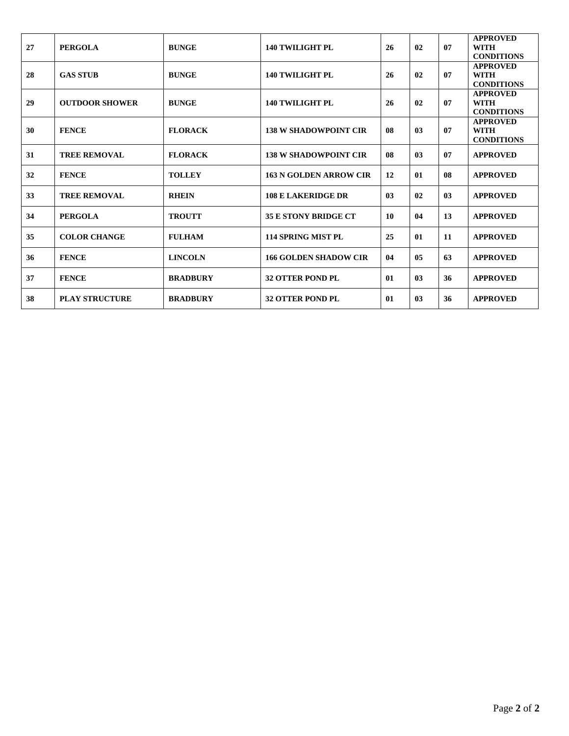| | | | | | | | |
|---|---|---|---|---|---|---|---|
| 27 | PERGOLA | BUNGE | 140 TWILIGHT PL | 26 | 02 | 07 | APPROVED WITH CONDITIONS |
| 28 | GAS STUB | BUNGE | 140 TWILIGHT PL | 26 | 02 | 07 | APPROVED WITH CONDITIONS |
| 29 | OUTDOOR SHOWER | BUNGE | 140 TWILIGHT PL | 26 | 02 | 07 | APPROVED WITH CONDITIONS |
| 30 | FENCE | FLORACK | 138 W SHADOWPOINT CIR | 08 | 03 | 07 | APPROVED WITH CONDITIONS |
| 31 | TREE REMOVAL | FLORACK | 138 W SHADOWPOINT CIR | 08 | 03 | 07 | APPROVED |
| 32 | FENCE | TOLLEY | 163 N GOLDEN ARROW CIR | 12 | 01 | 08 | APPROVED |
| 33 | TREE REMOVAL | RHEIN | 108 E LAKERIDGE DR | 03 | 02 | 03 | APPROVED |
| 34 | PERGOLA | TROUTT | 35 E STONY BRIDGE CT | 10 | 04 | 13 | APPROVED |
| 35 | COLOR CHANGE | FULHAM | 114 SPRING MIST PL | 25 | 01 | 11 | APPROVED |
| 36 | FENCE | LINCOLN | 166 GOLDEN SHADOW CIR | 04 | 05 | 63 | APPROVED |
| 37 | FENCE | BRADBURY | 32 OTTER POND PL | 01 | 03 | 36 | APPROVED |
| 38 | PLAY STRUCTURE | BRADBURY | 32 OTTER POND PL | 01 | 03 | 36 | APPROVED |